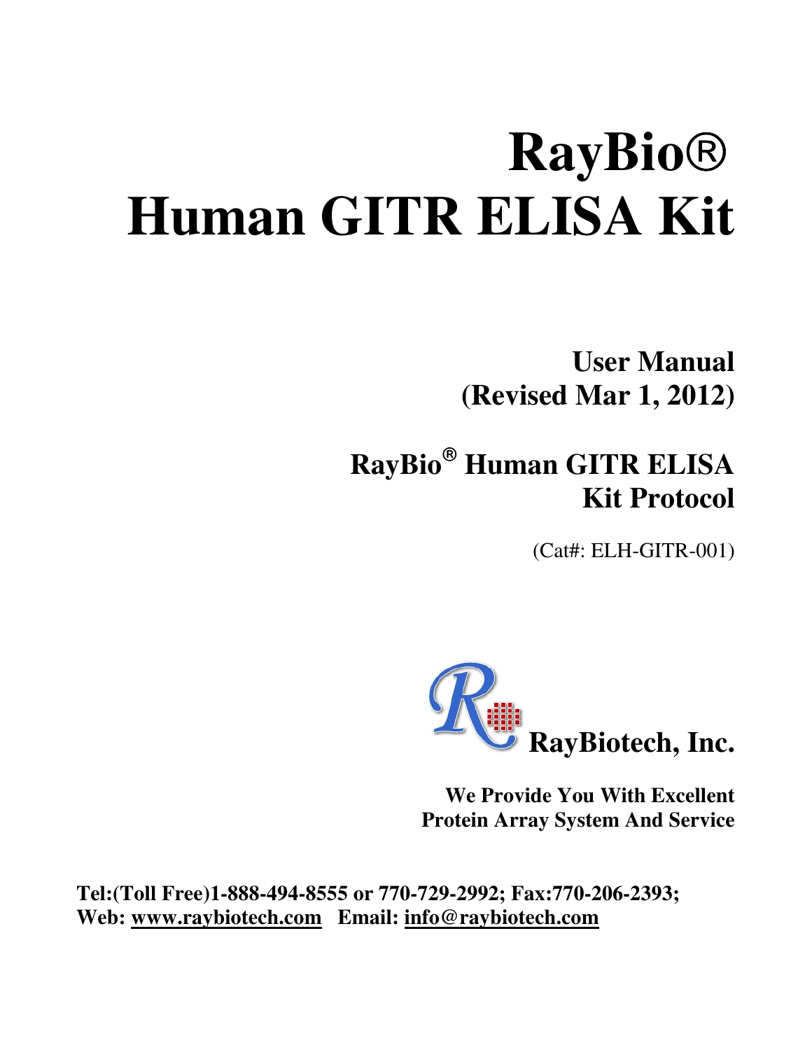# RayBio®
# Human GITR ELISA Kit

**User Manual**
**(Revised Mar 1, 2012)**

## RayBio® Human GITR ELISA Kit Protocol

(Cat#: ELH-GITR-001)

**RayBiotech, Inc.**

**We Provide You With Excellent Protein Array System And Service**

**Tel:(Toll Free)1-888-494-8555 or 770-729-2992; Fax:770-206-2393;**
**Web: www.raybiotech.com Email: info@raybiotech.com**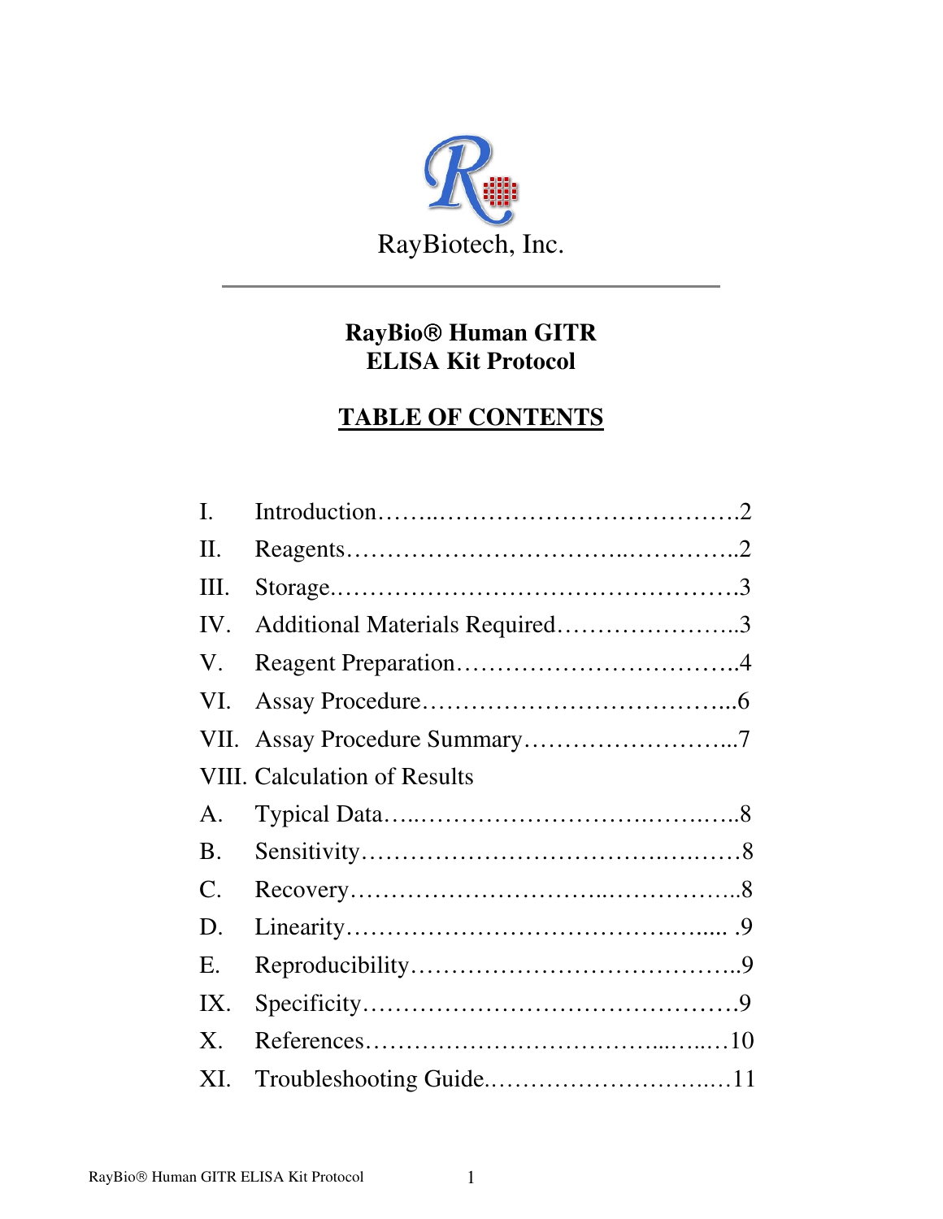RayBiotech, Inc.

# RayBio® Human GITR ELISA Kit Protocol

## TABLE OF CONTENTS

I. Introduction……..……………………………….2

II. Reagents…………………………..…………..2

III. Storage.……………………………………….3

IV. Additional Materials Required…………………..3

V. Reagent Preparation……………………………..4

VI. Assay Procedure……………………………...6

VII. Assay Procedure Summary……………………...7

VIII. Calculation of Results

A. Typical Data…..……………………….…….…..8

B. Sensitivity…………………………….….….…8

C. Recovery…………………………..……………..8

D. Linearity………………………………….….…... .9

E. Reproducibility………………………………...9

IX. Specificity……………………………………….9

X. References…………………………...…...…10

XI. Troubleshooting Guide.…………………….…11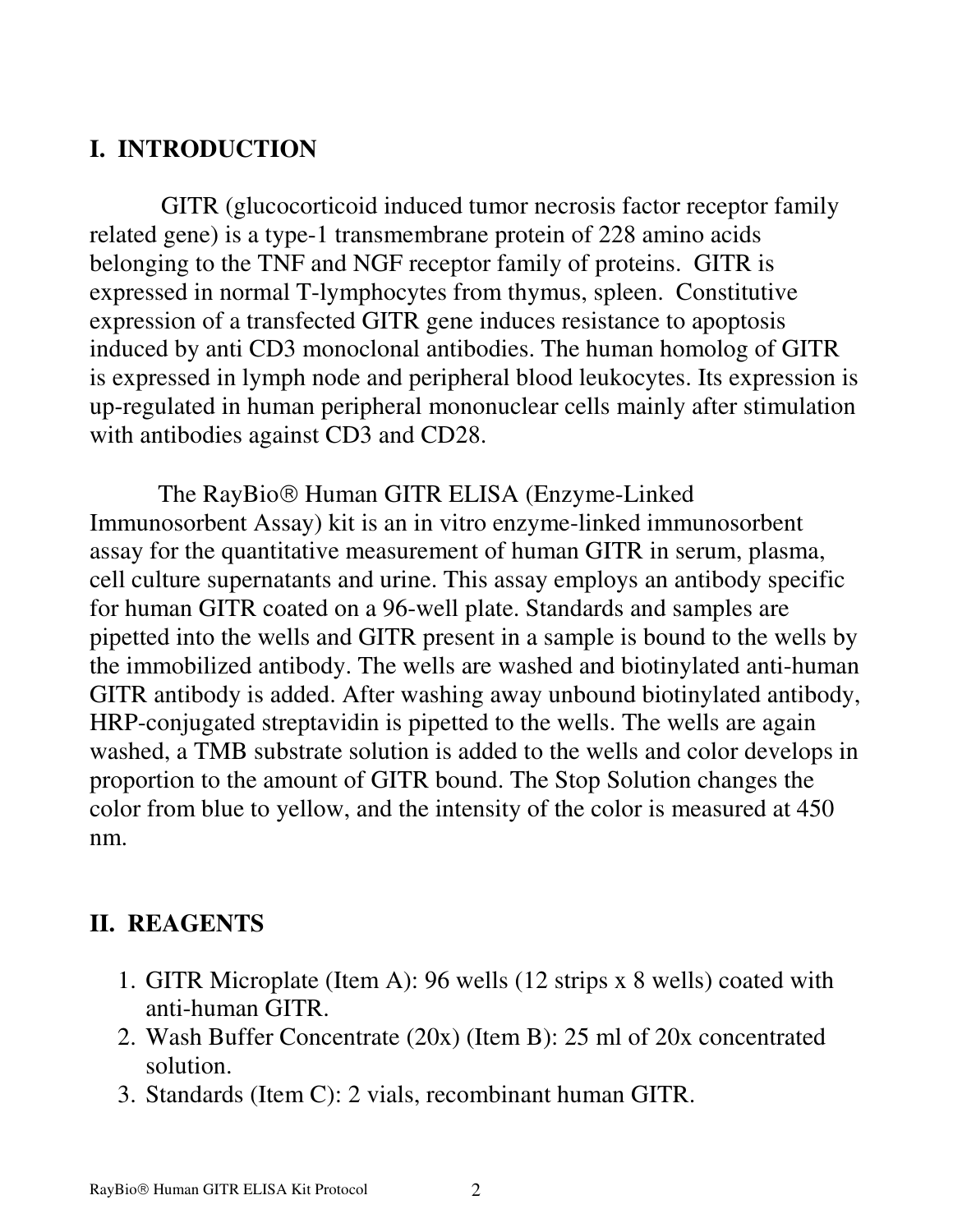## I. INTRODUCTION

GITR (glucocorticoid induced tumor necrosis factor receptor family related gene) is a type-1 transmembrane protein of 228 amino acids belonging to the TNF and NGF receptor family of proteins. GITR is expressed in normal T-lymphocytes from thymus, spleen. Constitutive expression of a transfected GITR gene induces resistance to apoptosis induced by anti CD3 monoclonal antibodies. The human homolog of GITR is expressed in lymph node and peripheral blood leukocytes. Its expression is up-regulated in human peripheral mononuclear cells mainly after stimulation with antibodies against CD3 and CD28.

The RayBio® Human GITR ELISA (Enzyme-Linked Immunosorbent Assay) kit is an in vitro enzyme-linked immunosorbent assay for the quantitative measurement of human GITR in serum, plasma, cell culture supernatants and urine. This assay employs an antibody specific for human GITR coated on a 96-well plate. Standards and samples are pipetted into the wells and GITR present in a sample is bound to the wells by the immobilized antibody. The wells are washed and biotinylated anti-human GITR antibody is added. After washing away unbound biotinylated antibody, HRP-conjugated streptavidin is pipetted to the wells. The wells are again washed, a TMB substrate solution is added to the wells and color develops in proportion to the amount of GITR bound. The Stop Solution changes the color from blue to yellow, and the intensity of the color is measured at 450 nm.

## II. REAGENTS

1. GITR Microplate (Item A): 96 wells (12 strips x 8 wells) coated with anti-human GITR.
2. Wash Buffer Concentrate (20x) (Item B): 25 ml of 20x concentrated solution.
3. Standards (Item C): 2 vials, recombinant human GITR.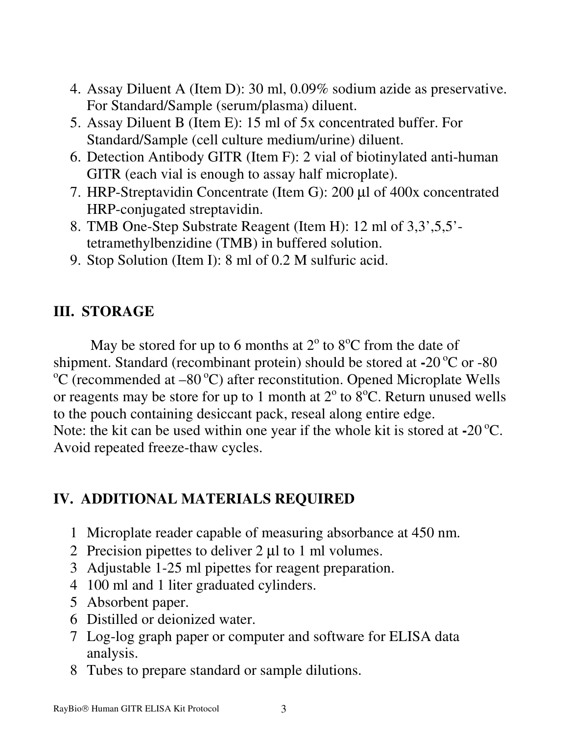4. Assay Diluent A (Item D): 30 ml, 0.09% sodium azide as preservative. For Standard/Sample (serum/plasma) diluent.
5. Assay Diluent B (Item E): 15 ml of 5x concentrated buffer. For Standard/Sample (cell culture medium/urine) diluent.
6. Detection Antibody GITR (Item F): 2 vial of biotinylated anti-human GITR (each vial is enough to assay half microplate).
7. HRP-Streptavidin Concentrate (Item G): 200 µl of 400x concentrated HRP-conjugated streptavidin.
8. TMB One-Step Substrate Reagent (Item H): 12 ml of 3,3',5,5'-tetramethylbenzidine (TMB) in buffered solution.
9. Stop Solution (Item I): 8 ml of 0.2 M sulfuric acid.

## III. STORAGE

May be stored for up to 6 months at 2° to 8°C from the date of shipment. Standard (recombinant protein) should be stored at -20 °C or -80 °C (recommended at –80 °C) after reconstitution. Opened Microplate Wells or reagents may be store for up to 1 month at 2° to 8°C. Return unused wells to the pouch containing desiccant pack, reseal along entire edge.
Note: the kit can be used within one year if the whole kit is stored at -20 °C. Avoid repeated freeze-thaw cycles.

## IV. ADDITIONAL MATERIALS REQUIRED

1. Microplate reader capable of measuring absorbance at 450 nm.
2. Precision pipettes to deliver 2 µl to 1 ml volumes.
3. Adjustable 1-25 ml pipettes for reagent preparation.
4. 100 ml and 1 liter graduated cylinders.
5. Absorbent paper.
6. Distilled or deionized water.
7. Log-log graph paper or computer and software for ELISA data analysis.
8. Tubes to prepare standard or sample dilutions.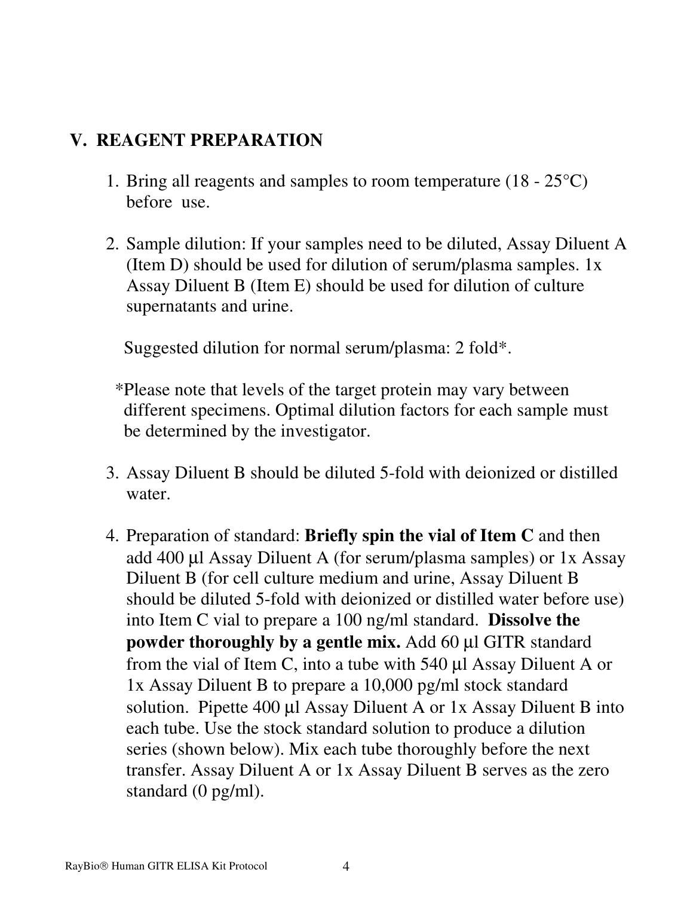## V. REAGENT PREPARATION

1. Bring all reagents and samples to room temperature (18 - 25°C) before use.

2. Sample dilution: If your samples need to be diluted, Assay Diluent A (Item D) should be used for dilution of serum/plasma samples. 1x Assay Diluent B (Item E) should be used for dilution of culture supernatants and urine.

   Suggested dilution for normal serum/plasma: 2 fold*.

   *Please note that levels of the target protein may vary between different specimens. Optimal dilution factors for each sample must be determined by the investigator.

3. Assay Diluent B should be diluted 5-fold with deionized or distilled water.

4. Preparation of standard: **Briefly spin the vial of Item C** and then add 400 µl Assay Diluent A (for serum/plasma samples) or 1x Assay Diluent B (for cell culture medium and urine, Assay Diluent B should be diluted 5-fold with deionized or distilled water before use) into Item C vial to prepare a 100 ng/ml standard. **Dissolve the powder thoroughly by a gentle mix.** Add 60 µl GITR standard from the vial of Item C, into a tube with 540 µl Assay Diluent A or 1x Assay Diluent B to prepare a 10,000 pg/ml stock standard solution. Pipette 400 µl Assay Diluent A or 1x Assay Diluent B into each tube. Use the stock standard solution to produce a dilution series (shown below). Mix each tube thoroughly before the next transfer. Assay Diluent A or 1x Assay Diluent B serves as the zero standard (0 pg/ml).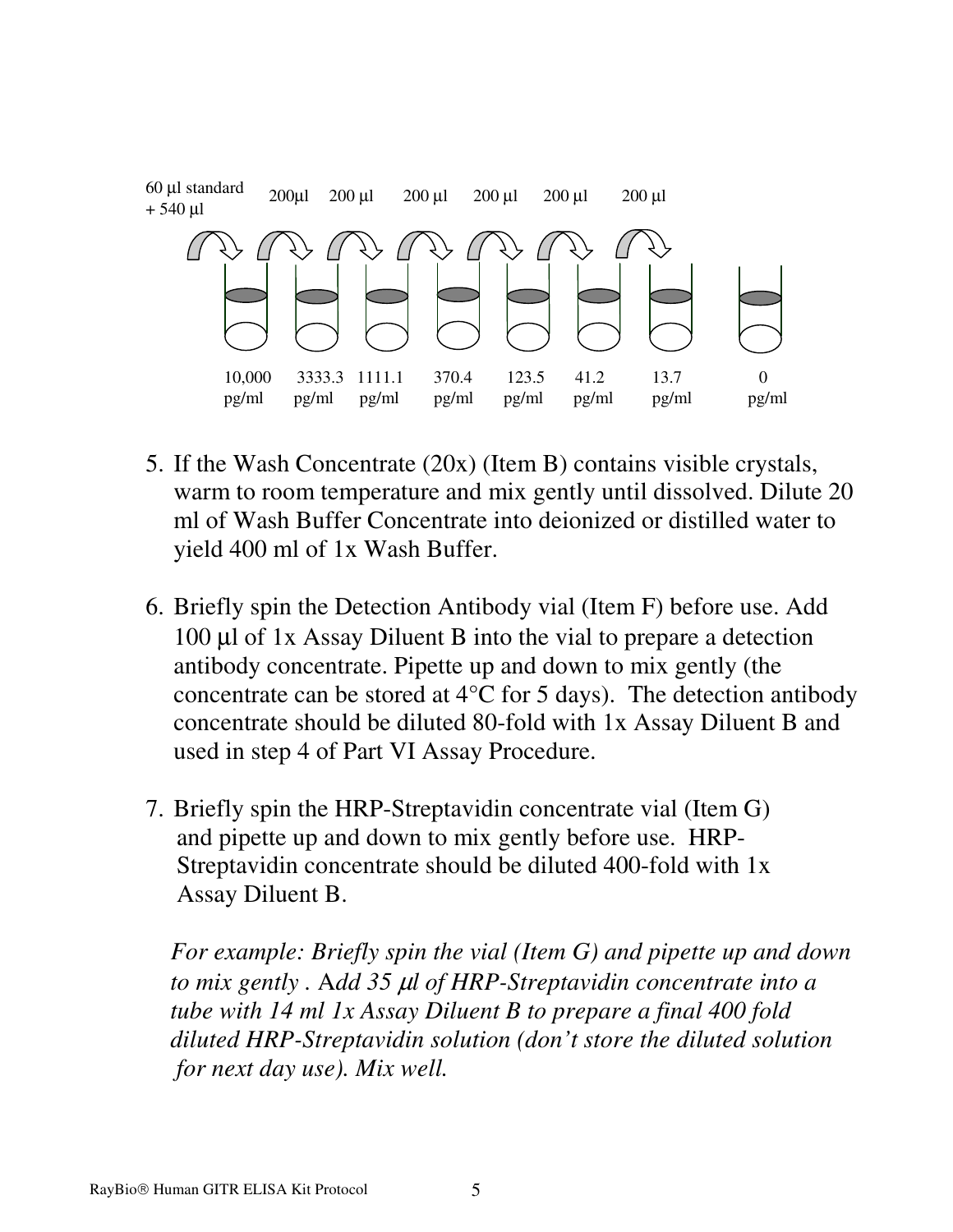60 µl standard + 540 µl → 200µl → 200 µl → 200 µl → 200 µl → 200 µl → 200 µl

| 10,000 pg/ml | 3333.3 pg/ml | 1111.1 pg/ml | 370.4 pg/ml | 123.5 pg/ml | 41.2 pg/ml | 13.7 pg/ml | 0 pg/ml |
|---|---|---|---|---|---|---|---|

5. If the Wash Concentrate (20x) (Item B) contains visible crystals, warm to room temperature and mix gently until dissolved. Dilute 20 ml of Wash Buffer Concentrate into deionized or distilled water to yield 400 ml of 1x Wash Buffer.

6. Briefly spin the Detection Antibody vial (Item F) before use. Add 100 µl of 1x Assay Diluent B into the vial to prepare a detection antibody concentrate. Pipette up and down to mix gently (the concentrate can be stored at 4°C for 5 days). The detection antibody concentrate should be diluted 80-fold with 1x Assay Diluent B and used in step 4 of Part VI Assay Procedure.

7. Briefly spin the HRP-Streptavidin concentrate vial (Item G) and pipette up and down to mix gently before use. HRP-Streptavidin concentrate should be diluted 400-fold with 1x Assay Diluent B.

   *For example: Briefly spin the vial (Item G) and pipette up and down to mix gently . Add 35 µl of HRP-Streptavidin concentrate into a tube with 14 ml 1x Assay Diluent B to prepare a final 400 fold diluted HRP-Streptavidin solution (don't store the diluted solution for next day use). Mix well.*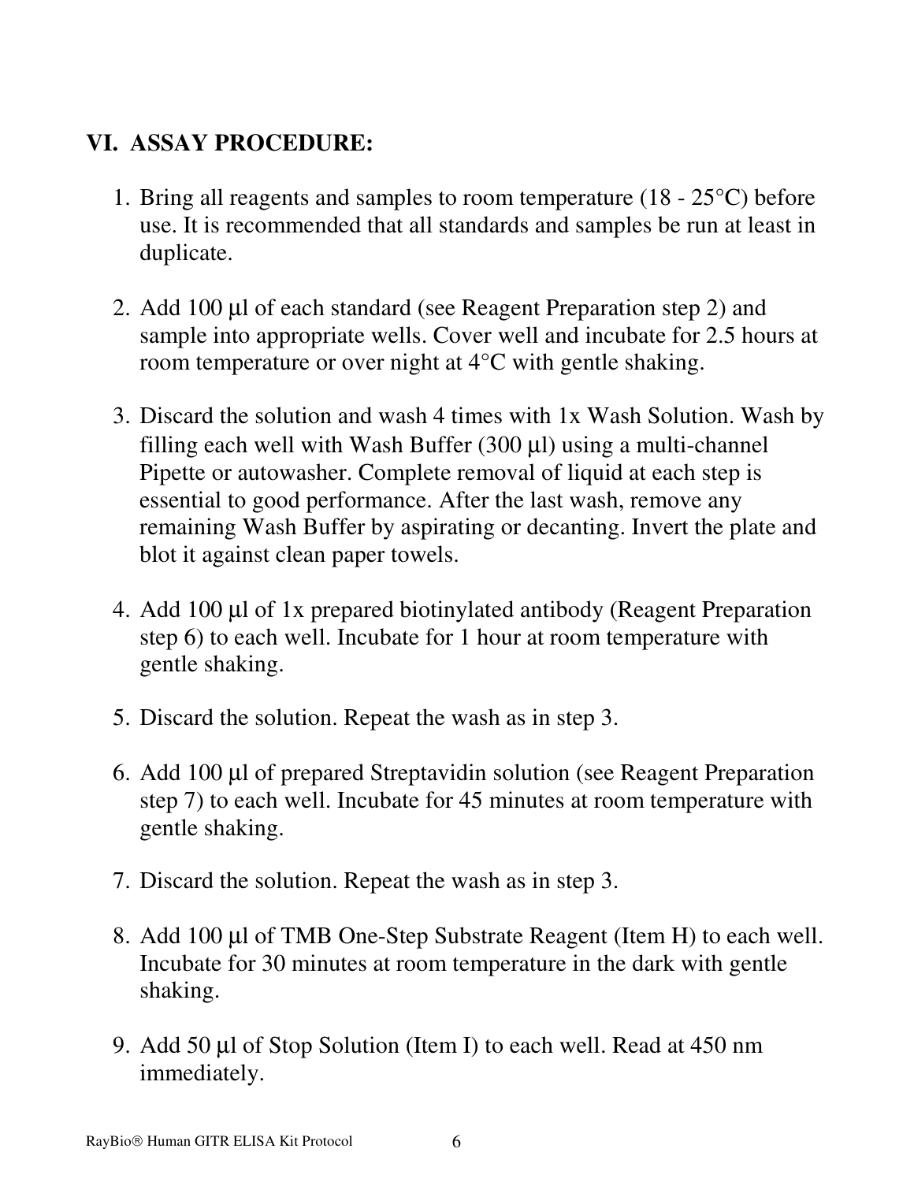## VI. ASSAY PROCEDURE:

1. Bring all reagents and samples to room temperature (18 - 25°C) before use. It is recommended that all standards and samples be run at least in duplicate.

2. Add 100 µl of each standard (see Reagent Preparation step 2) and sample into appropriate wells. Cover well and incubate for 2.5 hours at room temperature or over night at 4°C with gentle shaking.

3. Discard the solution and wash 4 times with 1x Wash Solution. Wash by filling each well with Wash Buffer (300 µl) using a multi-channel Pipette or autowasher. Complete removal of liquid at each step is essential to good performance. After the last wash, remove any remaining Wash Buffer by aspirating or decanting. Invert the plate and blot it against clean paper towels.

4. Add 100 µl of 1x prepared biotinylated antibody (Reagent Preparation step 6) to each well. Incubate for 1 hour at room temperature with gentle shaking.

5. Discard the solution. Repeat the wash as in step 3.

6. Add 100 µl of prepared Streptavidin solution (see Reagent Preparation step 7) to each well. Incubate for 45 minutes at room temperature with gentle shaking.

7. Discard the solution. Repeat the wash as in step 3.

8. Add 100 µl of TMB One-Step Substrate Reagent (Item H) to each well. Incubate for 30 minutes at room temperature in the dark with gentle shaking.

9. Add 50 µl of Stop Solution (Item I) to each well. Read at 450 nm immediately.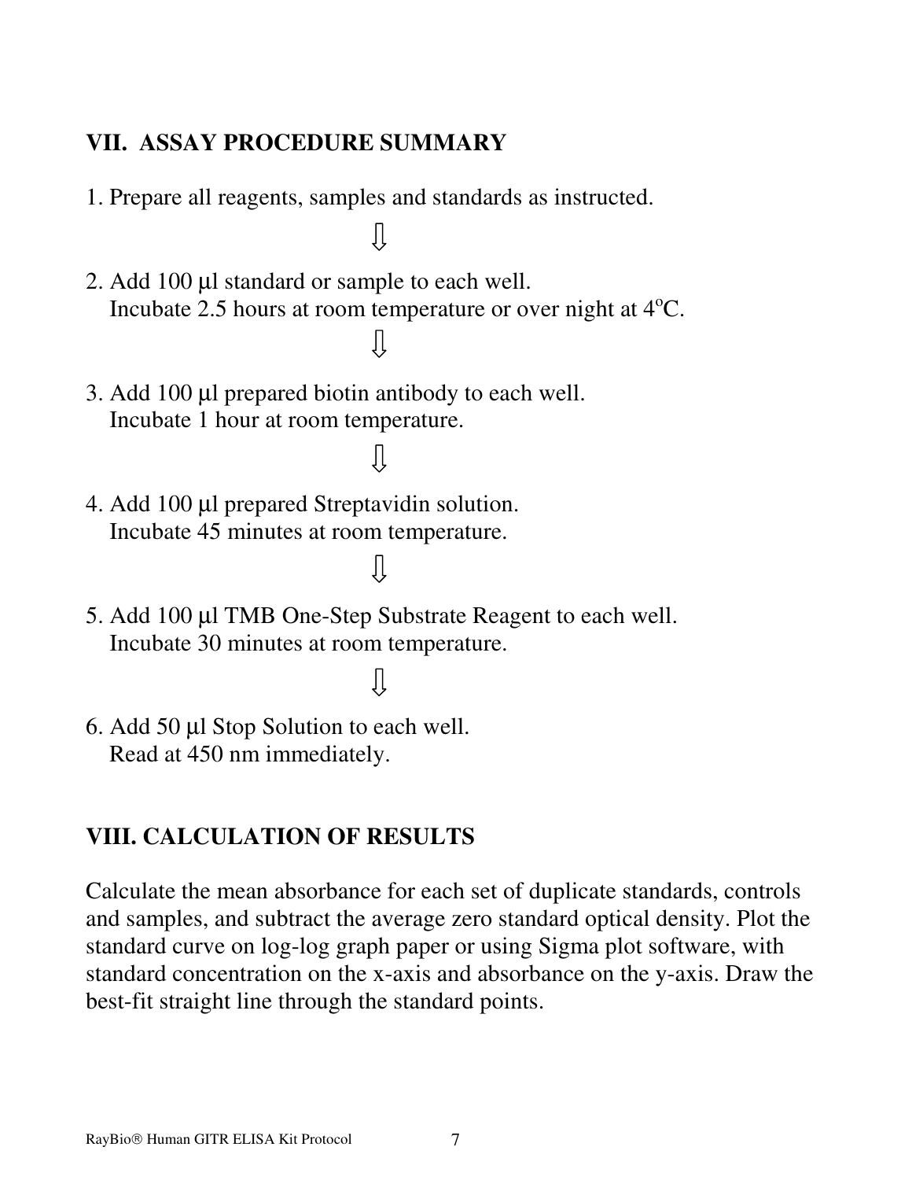## VII. ASSAY PROCEDURE SUMMARY

1. Prepare all reagents, samples and standards as instructed.

⇩

2. Add 100 µl standard or sample to each well.
   Incubate 2.5 hours at room temperature or over night at 4$^{o}$C.

⇩

3. Add 100 µl prepared biotin antibody to each well.
   Incubate 1 hour at room temperature.

⇩

4. Add 100 µl prepared Streptavidin solution.
   Incubate 45 minutes at room temperature.

⇩

5. Add 100 µl TMB One-Step Substrate Reagent to each well.
   Incubate 30 minutes at room temperature.

⇩

6. Add 50 µl Stop Solution to each well.
   Read at 450 nm immediately.

## VIII. CALCULATION OF RESULTS

Calculate the mean absorbance for each set of duplicate standards, controls and samples, and subtract the average zero standard optical density. Plot the standard curve on log-log graph paper or using Sigma plot software, with standard concentration on the x-axis and absorbance on the y-axis. Draw the best-fit straight line through the standard points.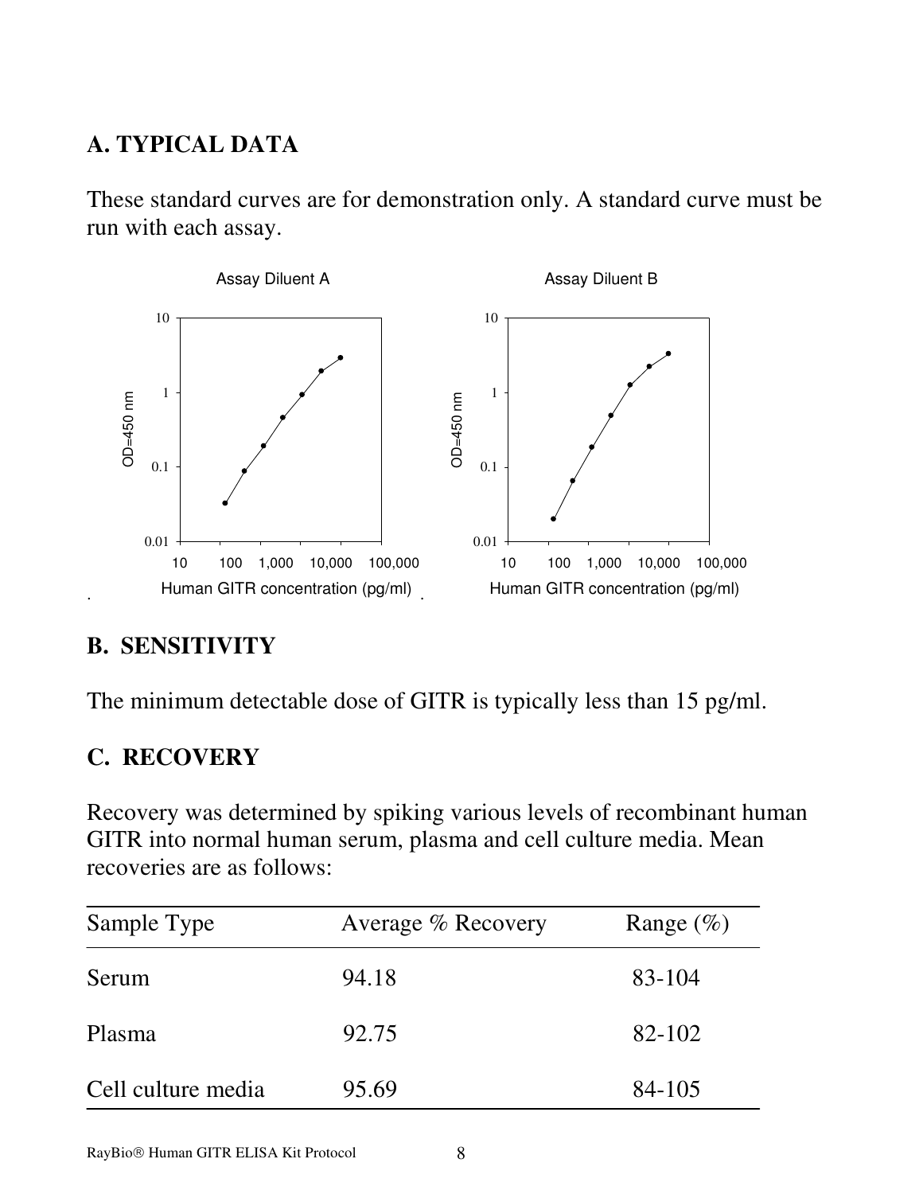## A. TYPICAL DATA

These standard curves are for demonstration only. A standard curve must be run with each assay.

## B. SENSITIVITY

The minimum detectable dose of GITR is typically less than 15 pg/ml.

## C. RECOVERY

Recovery was determined by spiking various levels of recombinant human GITR into normal human serum, plasma and cell culture media. Mean recoveries are as follows:

| Sample Type | Average % Recovery | Range (%) |
| --- | --- | --- |
| Serum | 94.18 | 83-104 |
| Plasma | 92.75 | 82-102 |
| Cell culture media | 95.69 | 84-105 |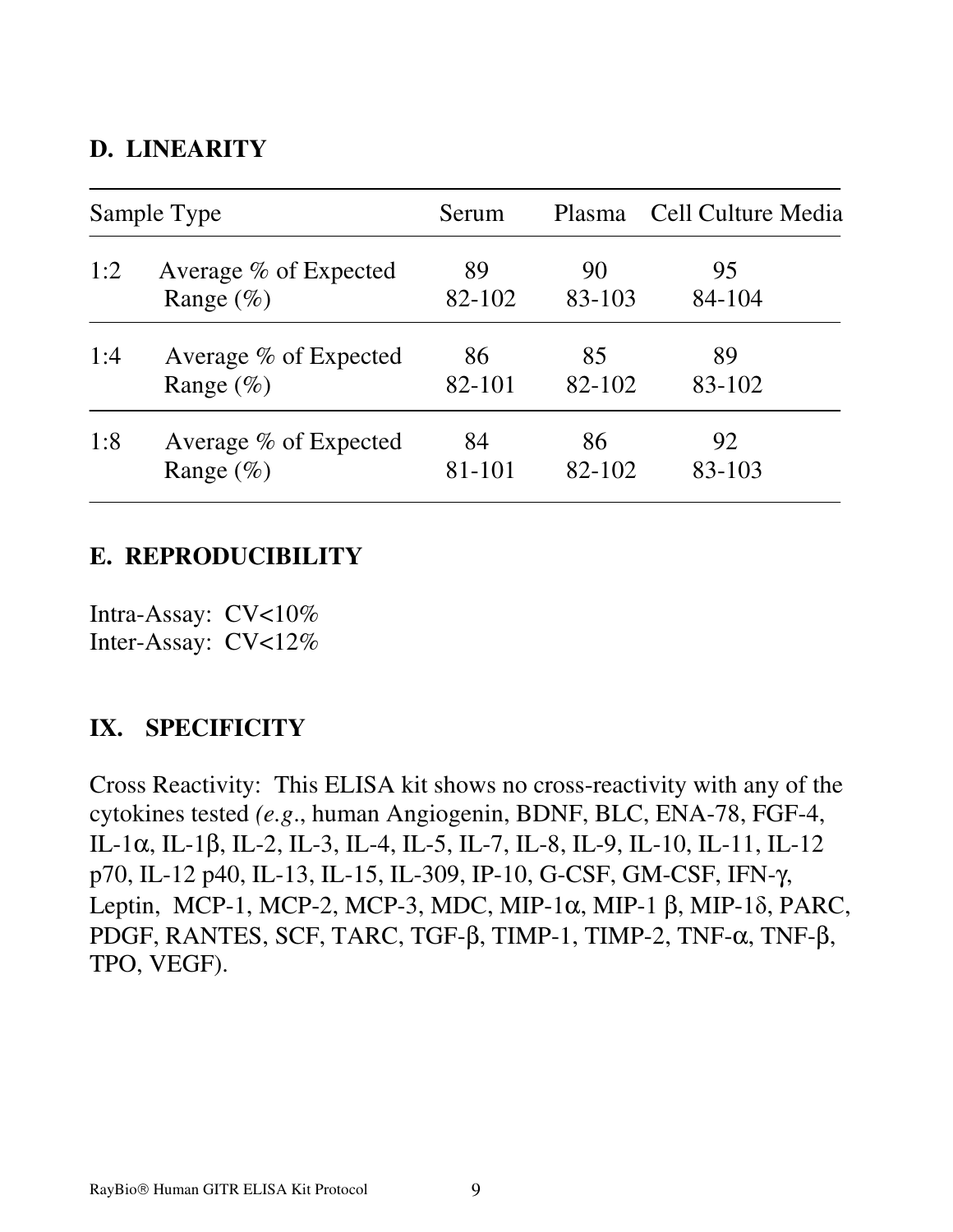## D. LINEARITY

| Sample Type | | Serum | Plasma | Cell Culture Media |
|---|---|---|---|---|
| 1:2 | Average % of Expected | 89 | 90 | 95 |
| | Range (%) | 82-102 | 83-103 | 84-104 |
| 1:4 | Average % of Expected | 86 | 85 | 89 |
| | Range (%) | 82-101 | 82-102 | 83-102 |
| 1:8 | Average % of Expected | 84 | 86 | 92 |
| | Range (%) | 81-101 | 82-102 | 83-103 |

## E. REPRODUCIBILITY

Intra-Assay: CV<10%
Inter-Assay: CV<12%

# IX. SPECIFICITY

Cross Reactivity: This ELISA kit shows no cross-reactivity with any of the cytokines tested *(e.g*., human Angiogenin, BDNF, BLC, ENA-78, FGF-4, IL-1α, IL-1β, IL-2, IL-3, IL-4, IL-5, IL-7, IL-8, IL-9, IL-10, IL-11, IL-12 p70, IL-12 p40, IL-13, IL-15, IL-309, IP-10, G-CSF, GM-CSF, IFN-γ, Leptin, MCP-1, MCP-2, MCP-3, MDC, MIP-1α, MIP-1 β, MIP-1δ, PARC, PDGF, RANTES, SCF, TARC, TGF-β, TIMP-1, TIMP-2, TNF-α, TNF-β, TPO, VEGF).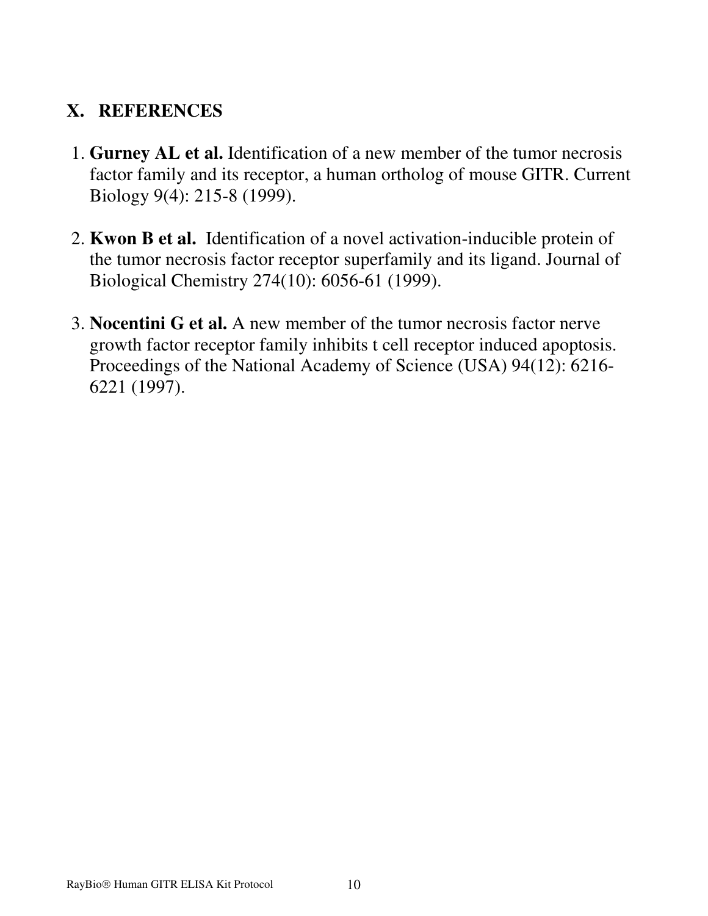## X. REFERENCES

1. **Gurney AL et al.** Identification of a new member of the tumor necrosis factor family and its receptor, a human ortholog of mouse GITR. Current Biology 9(4): 215-8 (1999).

2. **Kwon B et al.** Identification of a novel activation-inducible protein of the tumor necrosis factor receptor superfamily and its ligand. Journal of Biological Chemistry 274(10): 6056-61 (1999).

3. **Nocentini G et al.** A new member of the tumor necrosis factor nerve growth factor receptor family inhibits t cell receptor induced apoptosis. Proceedings of the National Academy of Science (USA) 94(12): 6216-6221 (1997).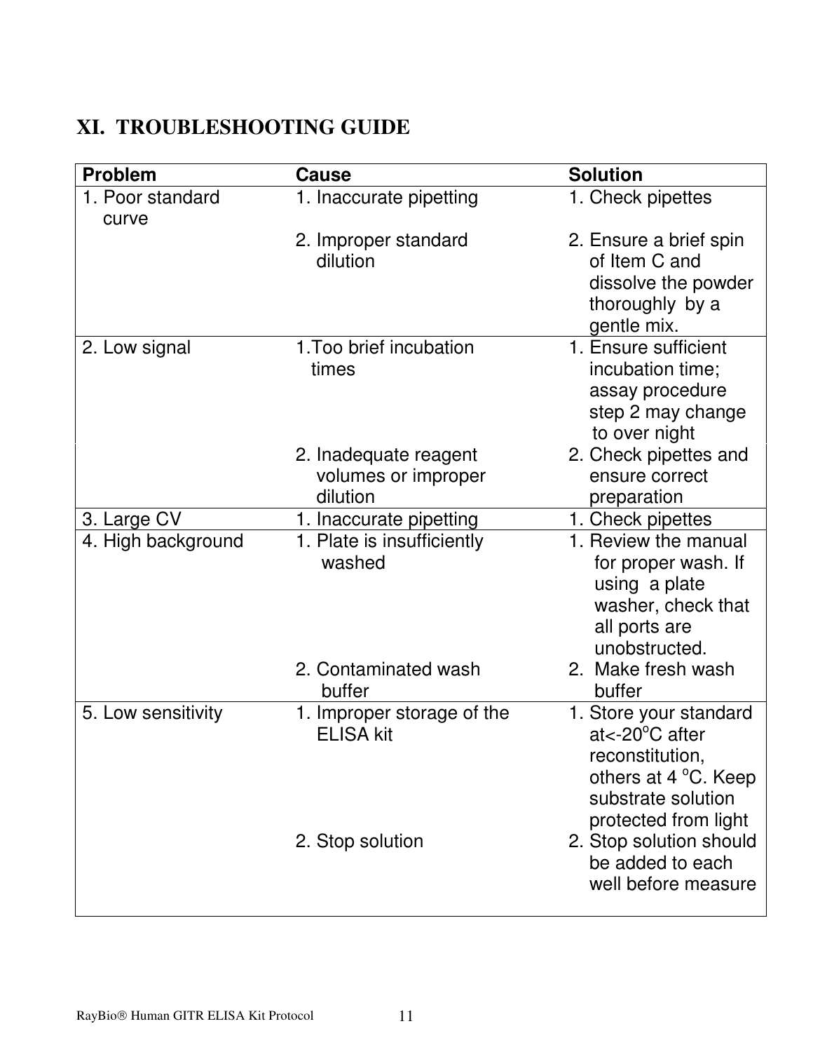## XI. TROUBLESHOOTING GUIDE

| Problem | Cause | Solution |
|---|---|---|
| 1. Poor standard curve | 1. Inaccurate pipetting | 1. Check pipettes |
| | 2. Improper standard dilution | 2. Ensure a brief spin of Item C and dissolve the powder thoroughly by a gentle mix. |
| 2. Low signal | 1.Too brief incubation times | 1. Ensure sufficient incubation time; assay procedure step 2 may change to over night |
| | 2. Inadequate reagent volumes or improper dilution | 2. Check pipettes and ensure correct preparation |
| 3. Large CV | 1. Inaccurate pipetting | 1. Check pipettes |
| 4. High background | 1. Plate is insufficiently washed | 1. Review the manual for proper wash. If using a plate washer, check that all ports are unobstructed. |
| | 2. Contaminated wash buffer | 2. Make fresh wash buffer |
| 5. Low sensitivity | 1. Improper storage of the ELISA kit | 1. Store your standard at<-20°C after reconstitution, others at 4 °C. Keep substrate solution protected from light |
| | 2. Stop solution | 2. Stop solution should be added to each well before measure |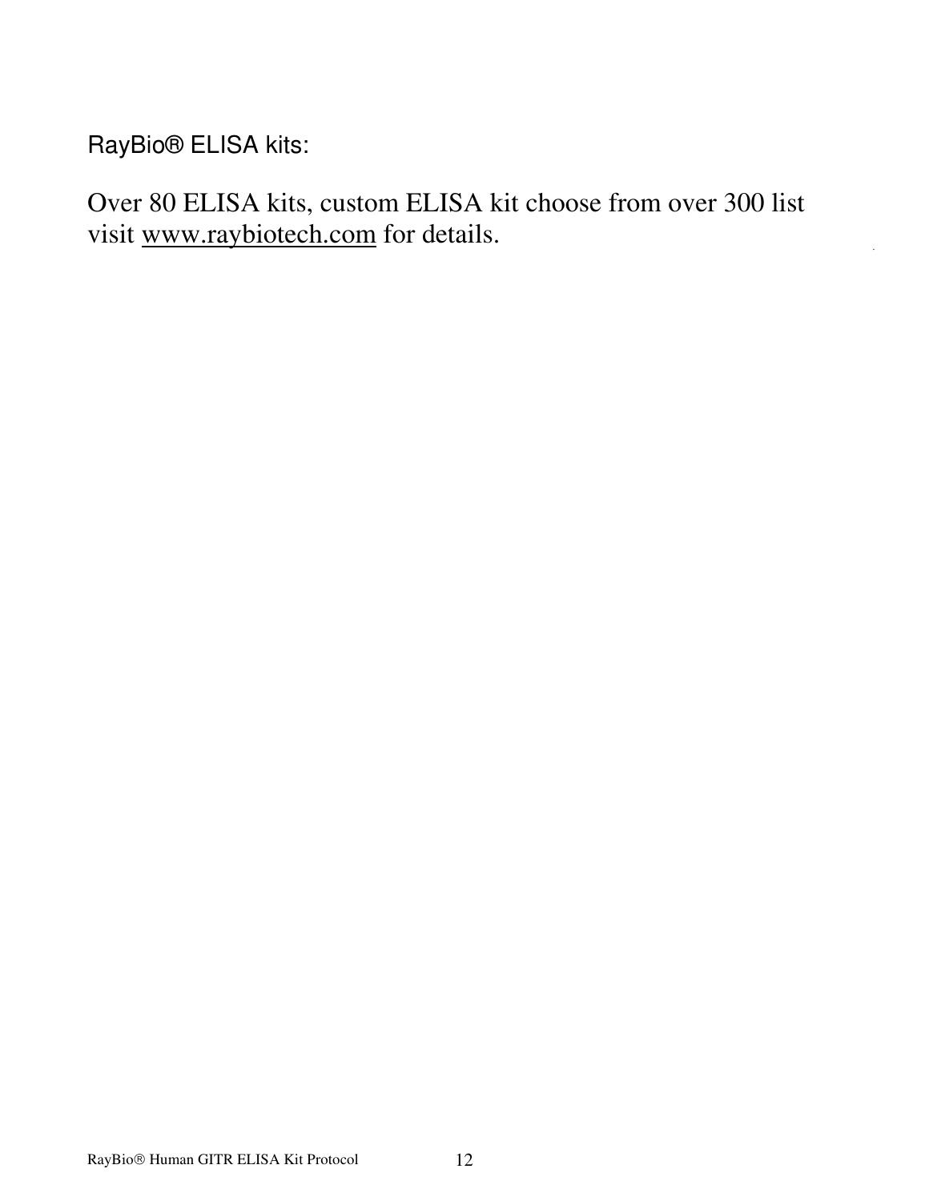RayBio® ELISA kits:

Over 80 ELISA kits, custom ELISA kit choose from over 300 list visit www.raybiotech.com for details.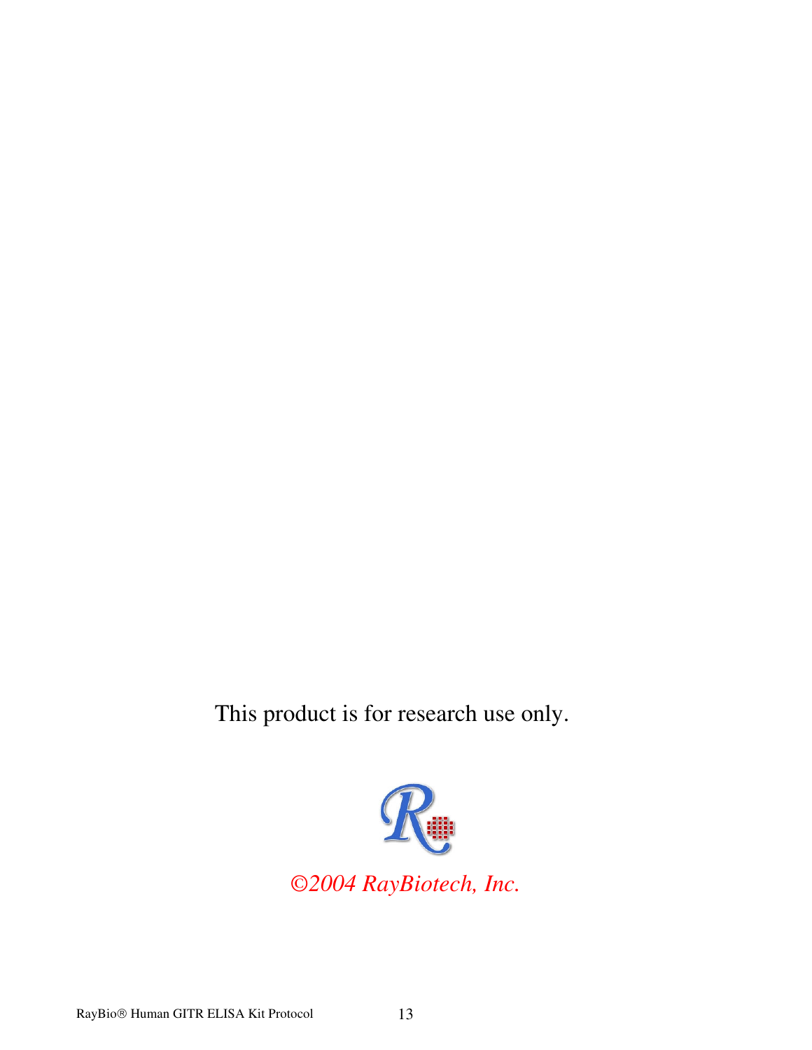This product is for research use only.

*©2004 RayBiotech, Inc.*